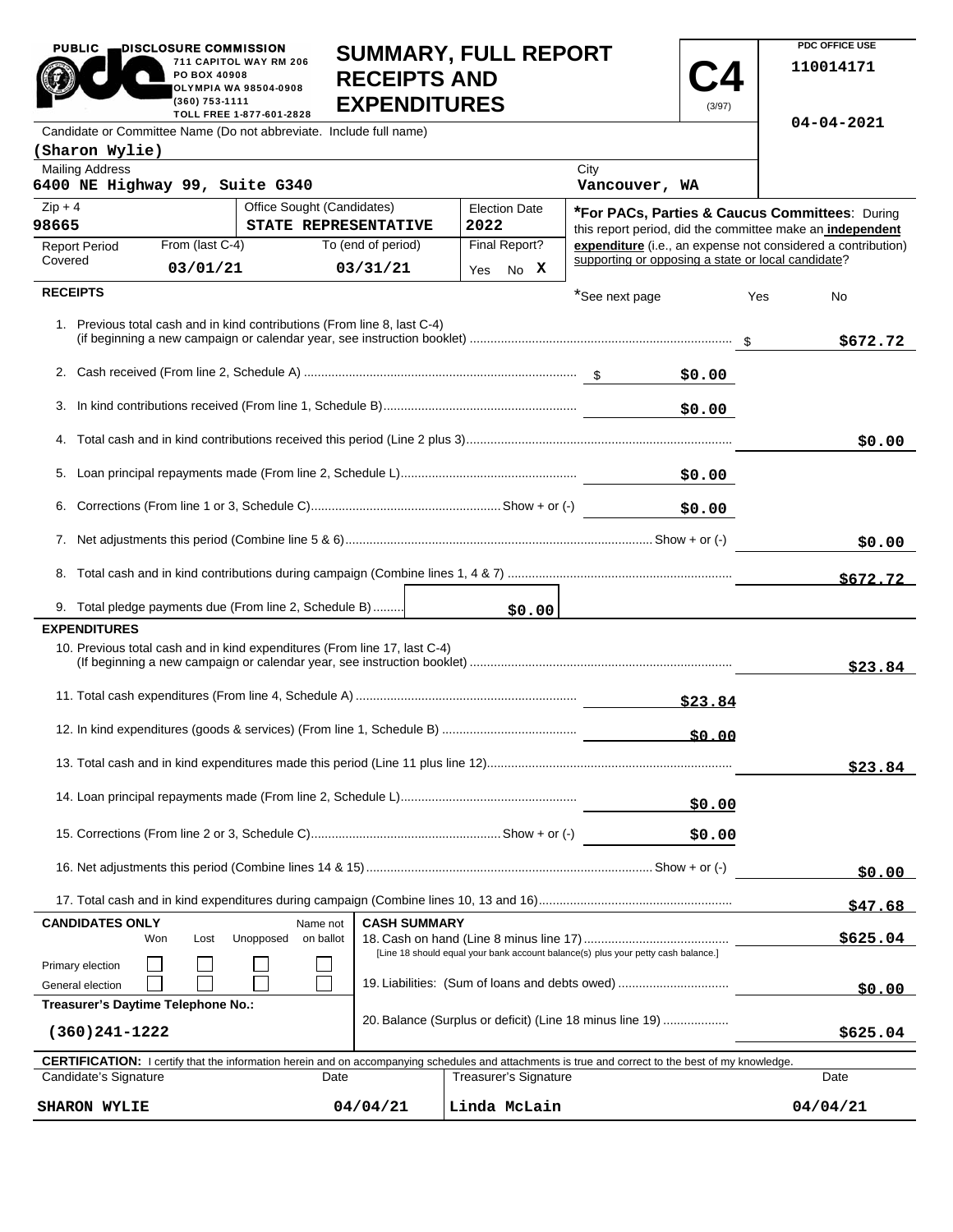PUBLIC DISCLOSURE COMMISSION
711 CAPITOL WAY RM 206
PO BOX 40908
OLYMPIA WA 98504-0908
(360) 753-1111
TOLL FREE 1-877-601-2828

# SUMMARY, FULL REPORT RECEIPTS AND EXPENDITURES

**C4** (3/97)

PDC OFFICE USE
110014171

04-04-2021

Candidate or Committee Name (Do not abbreviate. Include full name)
**(Sharon Wylie)**

Mailing Address: **6400 NE Highway 99, Suite G340**
City: **Vancouver, WA**

Zip + 4: **98665**
Office Sought (Candidates): **STATE REPRESENTATIVE**
Election Date: **2022**

Report Period Covered — From (last C-4): **03/01/21** To (end of period): **03/31/21**
Final Report? Yes No **X**

***For PACs, Parties & Caucus Committees**: During this report period, did the committee make an **independent expenditure** (i.e., an expense not considered a contribution) supporting or opposing a state or local candidate?

*See next page Yes No

## RECEIPTS

| | | |
|---|---|---|
| 1. Previous total cash and in kind contributions (From line 8, last C-4) (if beginning a new campaign or calendar year, see instruction booklet) | | $672.72 |
| 2. Cash received (From line 2, Schedule A) | $0.00 | |
| 3. In kind contributions received (From line 1, Schedule B) | $0.00 | |
| 4. Total cash and in kind contributions received this period (Line 2 plus 3) | | $0.00 |
| 5. Loan principal repayments made (From line 2, Schedule L) | $0.00 | |
| 6. Corrections (From line 1 or 3, Schedule C) Show + or (-) | $0.00 | |
| 7. Net adjustments this period (Combine line 5 & 6) Show + or (-) | | $0.00 |
| 8. Total cash and in kind contributions during campaign (Combine lines 1, 4 & 7) | | $672.72 |
| 9. Total pledge payments due (From line 2, Schedule B) | $0.00 | |

## EXPENDITURES

| | | |
|---|---|---|
| 10. Previous total cash and in kind expenditures (From line 17, last C-4) (If beginning a new campaign or calendar year, see instruction booklet) | | $23.84 |
| 11. Total cash expenditures (From line 4, Schedule A) | $23.84 | |
| 12. In kind expenditures (goods & services) (From line 1, Schedule B) | $0.00 | |
| 13. Total cash and in kind expenditures made this period (Line 11 plus line 12) | | $23.84 |
| 14. Loan principal repayments made (From line 2, Schedule L) | $0.00 | |
| 15. Corrections (From line 2 or 3, Schedule C) Show + or (-) | $0.00 | |
| 16. Net adjustments this period (Combine lines 14 & 15) Show + or (-) | | $0.00 |
| 17. Total cash and in kind expenditures during campaign (Combine lines 10, 13 and 16) | | $47.68 |

**CANDIDATES ONLY**

| | Won | Lost | Unopposed | Name not on ballot |
|---|---|---|---|---|
| Primary election | ☐ | ☐ | ☐ | ☐ |
| General election | ☐ | ☐ | ☐ | ☐ |

**Treasurer's Daytime Telephone No.:** (360)241-1222

**CASH SUMMARY**

| | |
|---|---|
| 18. Cash on hand (Line 8 minus line 17) [Line 18 should equal your bank account balance(s) plus your petty cash balance.] | $625.04 |
| 19. Liabilities: (Sum of loans and debts owed) | $0.00 |
| 20. Balance (Surplus or deficit) (Line 18 minus line 19) | $625.04 |

**CERTIFICATION:** I certify that the information herein and on accompanying schedules and attachments is true and correct to the best of my knowledge.

| Candidate's Signature | Date | Treasurer's Signature | Date |
|---|---|---|---|
| SHARON WYLIE | 04/04/21 | Linda McLain | 04/04/21 |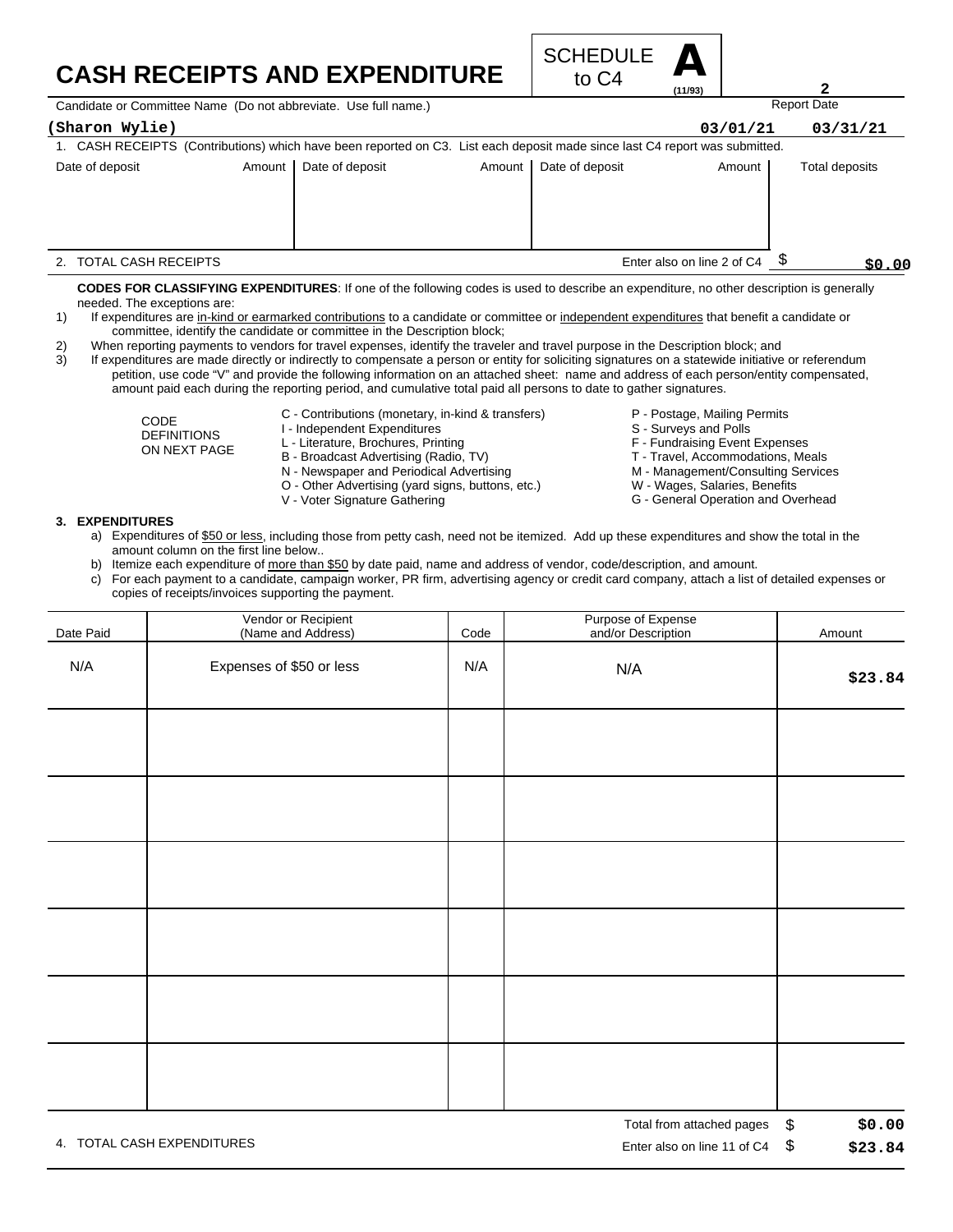# CASH RECEIPTS AND EXPENDITURE

SCHEDULE **A** to C4 (11/93)

Candidate or Committee Name (Do not abbreviate. Use full name.)

**(Sharon Wylie)**

Report Date: **03/01/21** **03/31/21**

1. CASH RECEIPTS (Contributions) which have been reported on C3. List each deposit made since last C4 report was submitted.

| Date of deposit | Amount | Date of deposit | Amount | Date of deposit | Amount | Total deposits |
|---|---|---|---|---|---|---|
| | | | | | | |

2. TOTAL CASH RECEIPTS — Enter also on line 2 of C4 $ **$0.00**

**CODES FOR CLASSIFYING EXPENDITURES**: If one of the following codes is used to describe an expenditure, no other description is generally needed. The exceptions are:

1) If expenditures are in-kind or earmarked contributions to a candidate or committee or independent expenditures that benefit a candidate or committee, identify the candidate or committee in the Description block;
2) When reporting payments to vendors for travel expenses, identify the traveler and travel purpose in the Description block; and
3) If expenditures are made directly or indirectly to compensate a person or entity for soliciting signatures on a statewide initiative or referendum petition, use code "V" and provide the following information on an attached sheet: name and address of each person/entity compensated, amount paid each during the reporting period, and cumulative total paid all persons to date to gather signatures.

CODE DEFINITIONS ON NEXT PAGE

- C - Contributions (monetary, in-kind & transfers)
- I - Independent Expenditures
- L - Literature, Brochures, Printing
- B - Broadcast Advertising (Radio, TV)
- N - Newspaper and Periodical Advertising
- O - Other Advertising (yard signs, buttons, etc.)
- V - Voter Signature Gathering
- P - Postage, Mailing Permits
- S - Surveys and Polls
- F - Fundraising Event Expenses
- T - Travel, Accommodations, Meals
- M - Management/Consulting Services
- W - Wages, Salaries, Benefits
- G - General Operation and Overhead

**3. EXPENDITURES**

a) Expenditures of $50 or less, including those from petty cash, need not be itemized. Add up these expenditures and show the total in the amount column on the first line below..

b) Itemize each expenditure of more than $50 by date paid, name and address of vendor, code/description, and amount.

c) For each payment to a candidate, campaign worker, PR firm, advertising agency or credit card company, attach a list of detailed expenses or copies of receipts/invoices supporting the payment.

| Date Paid | Vendor or Recipient (Name and Address) | Code | Purpose of Expense and/or Description | Amount |
|---|---|---|---|---|
| N/A | Expenses of $50 or less | N/A | N/A | **$23.84** |
| | | | | |
| | | | | |
| | | | | |
| | | | | |
| | | | | |
| | | | | |

Total from attached pages $ **$0.00**

4. TOTAL CASH EXPENDITURES — Enter also on line 11 of C4 $ **$23.84**